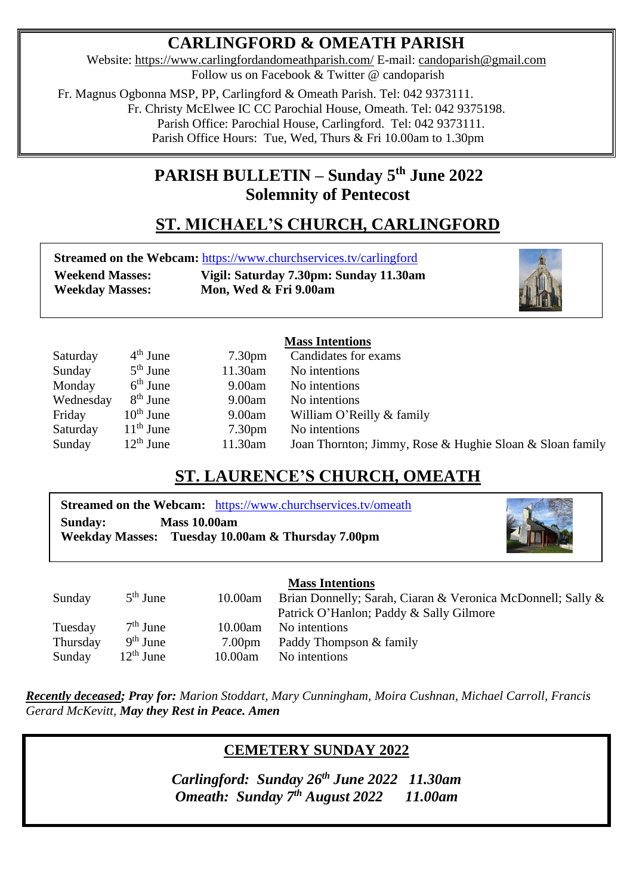# CARLINGFORD & OMEATH PARISH

Website: https://www.carlingfordandomeathparish.com/ E-mail: candoparish@gmail.com
Follow us on Facebook & Twitter @ candoparish

Fr. Magnus Ogbonna MSP, PP, Carlingford & Omeath Parish. Tel: 042 9373111.
Fr. Christy McElwee IC CC Parochial House, Omeath. Tel: 042 9375198.
Parish Office: Parochial House, Carlingford. Tel: 042 9373111.
Parish Office Hours: Tue, Wed, Thurs & Fri 10.00am to 1.30pm

## PARISH BULLETIN – Sunday 5th June 2022
## Solemnity of Pentecost

## ST. MICHAEL'S CHURCH, CARLINGFORD

**Streamed on the Webcam:** https://www.churchservices.tv/carlingford
**Weekend Masses:** **Vigil: Saturday 7.30pm: Sunday 11.30am**
**Weekday Masses:** **Mon, Wed & Fri 9.00am**

| | | | Mass Intentions |
|---|---|---|---|
| Saturday | 4th June | 7.30pm | Candidates for exams |
| Sunday | 5th June | 11.30am | No intentions |
| Monday | 6th June | 9.00am | No intentions |
| Wednesday | 8th June | 9.00am | No intentions |
| Friday | 10th June | 9.00am | William O'Reilly & family |
| Saturday | 11th June | 7.30pm | No intentions |
| Sunday | 12th June | 11.30am | Joan Thornton; Jimmy, Rose & Hughie Sloan & Sloan family |

## ST. LAURENCE'S CHURCH, OMEATH

**Streamed on the Webcam:** https://www.churchservices.tv/omeath
**Sunday:** **Mass 10.00am**
**Weekday Masses:** **Tuesday 10.00am & Thursday 7.00pm**

| | | | Mass Intentions |
|---|---|---|---|
| Sunday | 5th June | 10.00am | Brian Donnelly; Sarah, Ciaran & Veronica McDonnell; Sally & Patrick O'Hanlon; Paddy & Sally Gilmore |
| Tuesday | 7th June | 10.00am | No intentions |
| Thursday | 9th June | 7.00pm | Paddy Thompson & family |
| Sunday | 12th June | 10.00am | No intentions |

***Recently deceased*; *Pray for:*** *Marion Stoddart, Mary Cunningham, Moira Cushnan, Michael Carroll, Francis Gerard McKevitt,* ***May they Rest in Peace. Amen***

## CEMETERY SUNDAY 2022

***Carlingford: Sunday 26th June 2022 11.30am***
***Omeath: Sunday 7th August 2022 11.00am***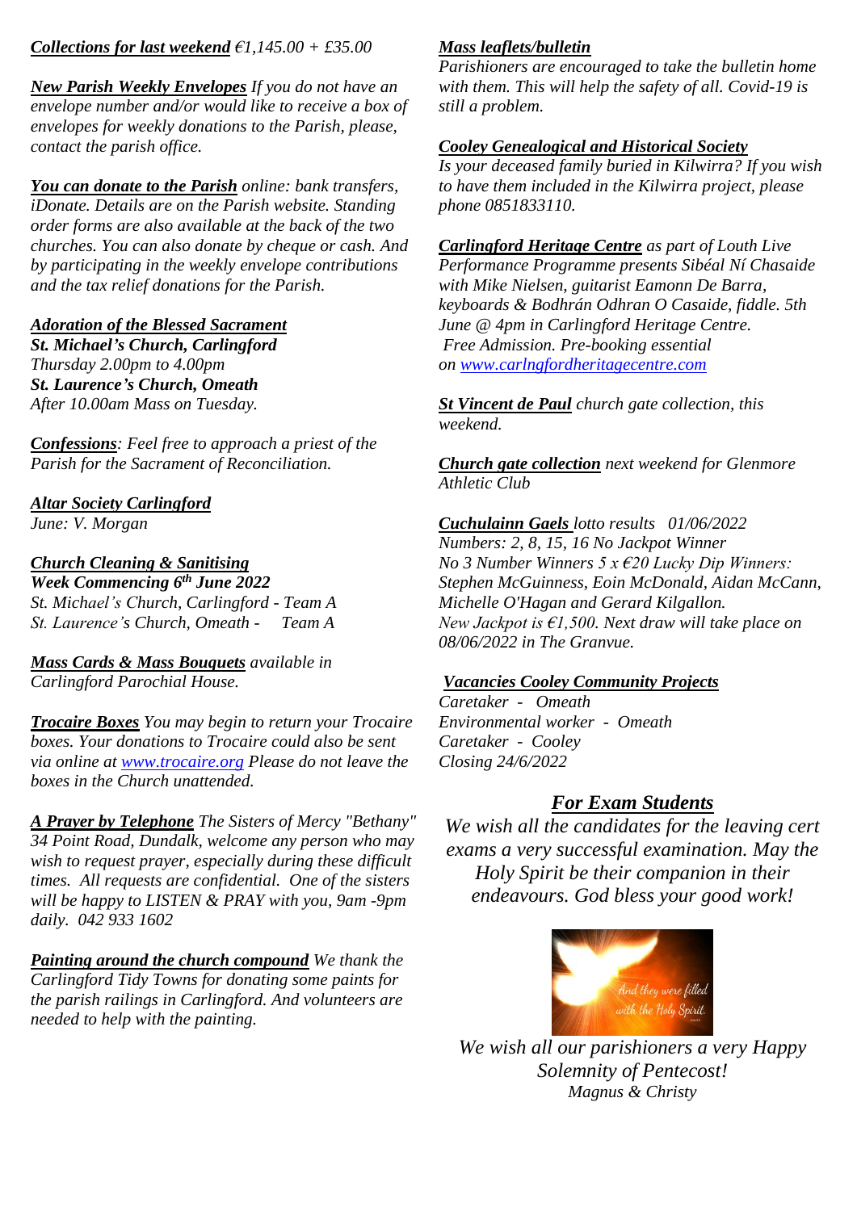***Collections for last weekend*** *€1,145.00 + £35.00*

***New Parish Weekly Envelopes*** *If you do not have an envelope number and/or would like to receive a box of envelopes for weekly donations to the Parish, please, contact the parish office.*

***You can donate to the Parish*** *online: bank transfers, iDonate. Details are on the Parish website. Standing order forms are also available at the back of the two churches. You can also donate by cheque or cash. And by participating in the weekly envelope contributions and the tax relief donations for the Parish.*

***Adoration of the Blessed Sacrament***
***St. Michael's Church, Carlingford***
*Thursday 2.00pm to 4.00pm*
***St. Laurence's Church, Omeath***
*After 10.00am Mass on Tuesday.*

***Confessions****: Feel free to approach a priest of the Parish for the Sacrament of Reconciliation.*

***Altar Society Carlingford***
*June: V. Morgan*

***Church Cleaning & Sanitising***
***Week Commencing 6th June 2022***
*St. Michael's Church, Carlingford - Team A*
*St. Laurence's Church, Omeath - Team A*

***Mass Cards & Mass Bouquets*** *available in Carlingford Parochial House.*

***Trocaire Boxes*** *You may begin to return your Trocaire boxes. Your donations to Trocaire could also be sent via online at www.trocaire.org Please do not leave the boxes in the Church unattended.*

***A Prayer by Telephone*** *The Sisters of Mercy "Bethany" 34 Point Road, Dundalk, welcome any person who may wish to request prayer, especially during these difficult times. All requests are confidential. One of the sisters will be happy to LISTEN & PRAY with you, 9am -9pm daily. 042 933 1602*

***Painting around the church compound*** *We thank the Carlingford Tidy Towns for donating some paints for the parish railings in Carlingford. And volunteers are needed to help with the painting.*

***Mass leaflets/bulletin***
*Parishioners are encouraged to take the bulletin home with them. This will help the safety of all. Covid-19 is still a problem.*

***Cooley Genealogical and Historical Society***
*Is your deceased family buried in Kilwirra? If you wish to have them included in the Kilwirra project, please phone 0851833110.*

***Carlingford Heritage Centre*** *as part of Louth Live Performance Programme presents Sibéal Ní Chasaide with Mike Nielsen, guitarist Eamonn De Barra, keyboards & Bodhrán Odhran O Casaide, fiddle. 5th June @ 4pm in Carlingford Heritage Centre. Free Admission. Pre-booking essential on www.carlngfordheritagecentre.com*

***St Vincent de Paul*** *church gate collection, this weekend.*

***Church gate collection*** *next weekend for Glenmore Athletic Club*

***Cuchulainn Gaels*** *lotto results 01/06/2022*
*Numbers: 2, 8, 15, 16 No Jackpot Winner*
*No 3 Number Winners 5 x €20 Lucky Dip Winners: Stephen McGuinness, Eoin McDonald, Aidan McCann, Michelle O'Hagan and Gerard Kilgallon.*
*New Jackpot is €1,500. Next draw will take place on 08/06/2022 in The Granvue.*

***Vacancies Cooley Community Projects***
*Caretaker - Omeath*
*Environmental worker - Omeath*
*Caretaker - Cooley*
*Closing 24/6/2022*

## ***For Exam Students***

*We wish all the candidates for the leaving cert exams a very successful examination. May the Holy Spirit be their companion in their endeavours. God bless your good work!*

*We wish all our parishioners a very Happy Solemnity of Pentecost!*
*Magnus & Christy*